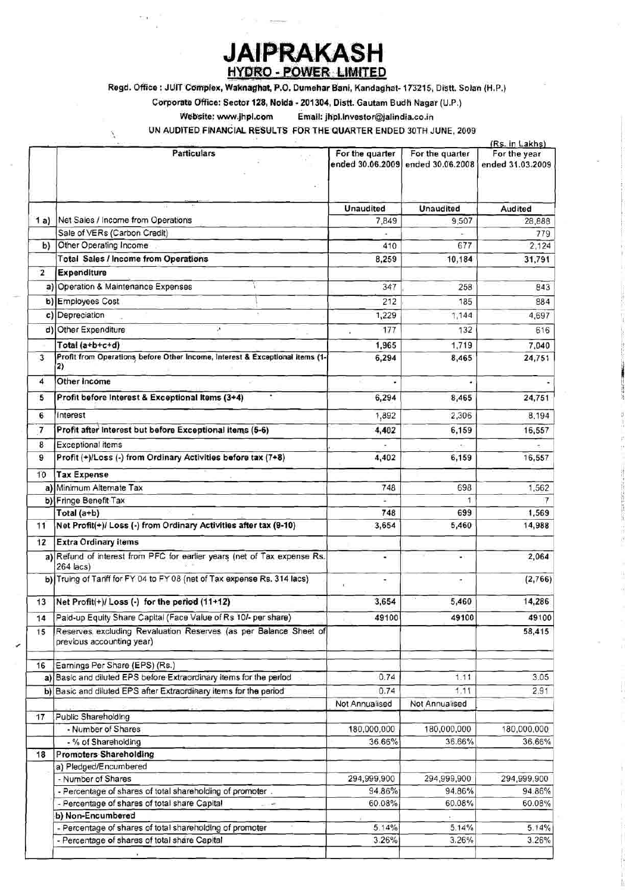# JAIPRAKASH

## HYDRO - POWER LIMITED

Regd. Office : JUIT Complex, Waknaghat, P.O. Dumehar Bani, Kandaghat- 173215, Distt. Solan (H.P.)

Corporate Office: Sector 128, Noida - 201304, Distt. Gautam Budh Nagar (U.P.)

Website: www.jhpl.com Email: jhpl.investor@jalindia.co.in

UN AUDITED FINANCIAL RESULTS FOR THE QUARTER ENDED 30TH JUNE, 2009

(Rs. in Lakhs)

| | Particulars | For the quarter ended 30.06.2009 | For the quarter ended 30.06.2008 | For the year ended 31.03.2009 |
|---|---|---|---|---|
| | | Unaudited | Unaudited | Audited |
| 1 a) | Net Sales / Income from Operations | 7,849 | 9,507 | 28,888 |
| | Sale of VERs (Carbon Credit) | - | - | 779 |
| b) | Other Operating Income | 410 | 677 | 2,124 |
| | **Total Sales / Income from Operations** | **8,259** | **10,184** | **31,791** |
| 2 | **Expenditure** | | | |
| a) | Operation & Maintenance Expenses | 347 | 258 | 843 |
| b) | Employees Cost | 212 | 185 | 884 |
| c) | Depreciation | 1,229 | 1,144 | 4,697 |
| d) | Other Expenditure | 177 | 132 | 616 |
| | **Total (a+b+c+d)** | **1,965** | **1,719** | **7,040** |
| 3 | **Profit from Operations before Other Income, Interest & Exceptional Items (1-2)** | **6,294** | **8,465** | **24,751** |
| 4 | **Other Income** | - | - | - |
| 5 | **Profit before Interest & Exceptional Items (3+4)** | **6,294** | **8,465** | **24,751** |
| 6 | Interest | 1,892 | 2,306 | 8,194 |
| 7 | **Profit after Interest but before Exceptional items (5-6)** | **4,402** | **6,159** | **16,557** |
| 8 | Exceptional items | - | - | - |
| 9 | **Profit (+)/Loss (-) from Ordinary Activities before tax (7+8)** | **4,402** | **6,159** | **16,557** |
| 10 | **Tax Expense** | | | |
| a) | Minimum Alternate Tax | 748 | 698 | 1,562 |
| b) | Fringe Benefit Tax | - | 1 | 7 |
| | **Total (a+b)** | **748** | **699** | **1,569** |
| 11 | **Net Profit(+)/ Loss (-) from Ordinary Activities after tax (9-10)** | **3,654** | **5,460** | **14,988** |
| 12 | **Extra Ordinary items** | | | |
| a) | Refund of interest from PFC for earlier years (net of Tax expense Rs. 264 lacs) | - | - | 2,064 |
| b) | Truing of Tariff for FY 04 to FY 08 (net of Tax expense Rs. 314 lacs) | - | - | (2,766) |
| 13 | **Net Profit(+)/ Loss (-) for the period (11+12)** | **3,654** | **5,460** | **14,286** |
| 14 | Paid-up Equity Share Capital (Face Value of Rs 10/- per share) | **49100** | **49100** | **49100** |
| 15 | Reserves excluding Revaluation Reserves (as per Balance Sheet of previous accounting year) | | | **58,415** |
| 16 | Earnings Per Share (EPS) (Rs.) | | | |
| a) | Basic and diluted EPS before Extraordinary items for the period | 0.74 | 1.11 | 3.05 |
| b) | Basic and diluted EPS after Extraordinary items for the period | 0.74 | 1.11 | 2.91 |
| | | Not Annualised | Not Annualised | |
| 17 | Public Shareholding | | | |
| | - Number of Shares | 180,000,000 | 180,000,000 | 180,000,000 |
| | - % of Shareholding | 36.66% | 36.66% | 36.66% |
| 18 | **Promoters Shareholding** | | | |
| | a) Pledged/Encumbered | | | |
| | - Number of Shares | 294,999,900 | 294,999,900 | 294,999,900 |
| | - Percentage of shares of total shareholding of promoter | 94.86% | 94.86% | 94.86% |
| | - Percentage of shares of total share Capital | 60.08% | 60.08% | 60.08% |
| | b) Non-Encumbered | | | |
| | - Percentage of shares of total shareholding of promoter | 5.14% | 5.14% | 5.14% |
| | - Percentage of shares of total share Capital | 3.26% | 3.26% | 3.26% |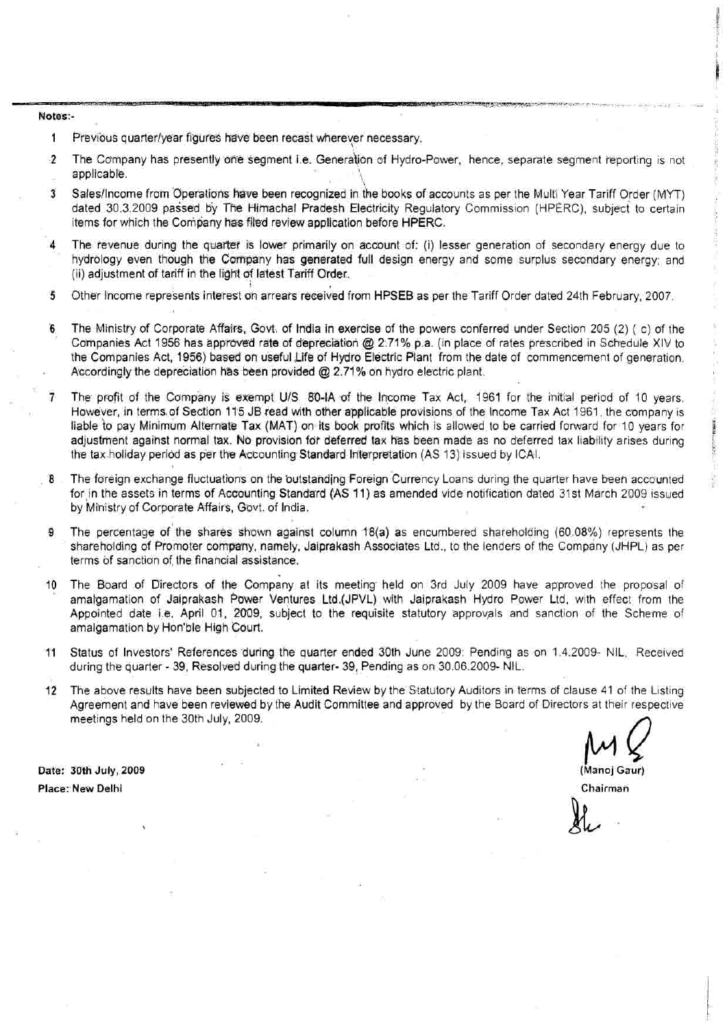**Notes:-**

1. Previous quarter/year figures have been recast wherever necessary.
2. The Company has presently one segment i.e. Generation of Hydro-Power, hence, separate segment reporting is not applicable.
3. Sales/Income from Operations have been recognized in the books of accounts as per the Multi Year Tariff Order (MYT) dated 30.3.2009 passed by The Himachal Pradesh Electricity Regulatory Commission (HPERC), subject to certain items for which the Company has filed review application before HPERC.
4. The revenue during the quarter is lower primarily on account of: (i) lesser generation of secondary energy due to hydrology even though the Company has generated full design energy and some surplus secondary energy; and (ii) adjustment of tariff in the light of latest Tariff Order.
5. Other Income represents interest on arrears received from HPSEB as per the Tariff Order dated 24th February, 2007.
6. The Ministry of Corporate Affairs, Govt. of India in exercise of the powers conferred under Section 205 (2) ( c) of the Companies Act 1956 has approved rate of depreciation @ 2.71% p.a. (in place of rates prescribed in Schedule XIV to the Companies Act, 1956) based on useful Life of Hydro Electric Plant from the date of commencement of generation. Accordingly the depreciation has been provided @ 2.71% on hydro electric plant.
7. The profit of the Company is exempt U/S 80-IA of the Income Tax Act, 1961 for the initial period of 10 years. However, in terms of Section 115 JB read with other applicable provisions of the Income Tax Act 1961, the company is liable to pay Minimum Alternate Tax (MAT) on its book profits which is allowed to be carried forward for 10 years for adjustment against normal tax. No provision for deferred tax has been made as no deferred tax liability arises during the tax holiday period as per the Accounting Standard Interpretation (AS 13) issued by ICAI.
8. The foreign exchange fluctuations on the outstanding Foreign Currency Loans during the quarter have been accounted for in the assets in terms of Accounting Standard (AS 11) as amended vide notification dated 31st March 2009 issued by Ministry of Corporate Affairs, Govt. of India.
9. The percentage of the shares shown against column 18(a) as encumbered shareholding (60.08%) represents the shareholding of Promoter company, namely, Jaiprakash Associates Ltd., to the lenders of the Company (JHPL) as per terms of sanction of the financial assistance.
10. The Board of Directors of the Company at its meeting held on 3rd July 2009 have approved the proposal of amalgamation of Jaiprakash Power Ventures Ltd.(JPVL) with Jaiprakash Hydro Power Ltd. with effect from the Appointed date i.e. April 01, 2009, subject to the requisite statutory approvals and sanction of the Scheme of amalgamation by Hon'ble High Court.
11. Status of Investors' References during the quarter ended 30th June 2009: Pending as on 1.4.2009- NIL, Received during the quarter - 39, Resolved during the quarter- 39, Pending as on 30.06.2009- NIL.
12. The above results have been subjected to Limited Review by the Statutory Auditors in terms of clause 41 of the Listing Agreement and have been reviewed by the Audit Committee and approved by the Board of Directors at their respective meetings held on the 30th July, 2009.

**Date: 30th July, 2009**
**Place: New Delhi**

(Manoj Gaur)
Chairman